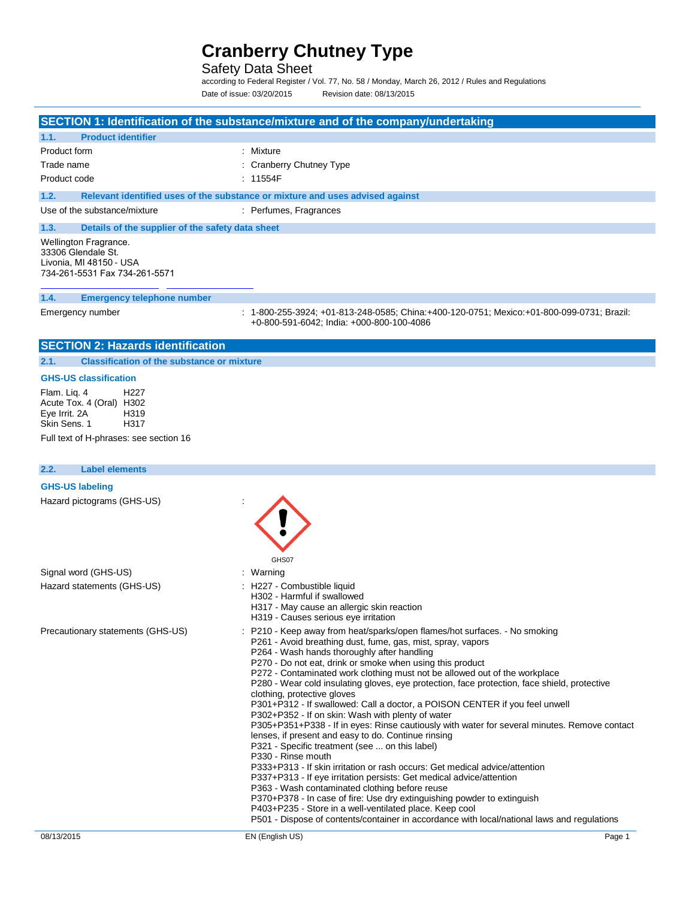# Cranberry Chutney Type

Safety Data Sheet

according to Federal Register / Vol. 77, No. 58 / Monday, March 26, 2012 / Rules and Regulations

Date of issue: 03/20/2015 Revision date: 08/13/2015

## SECTION 1: Identification of the substance/mixture and of the company/undertaking

### 1.1. Product identifier

| | |
|---|---|
| Product form | : Mixture |
| Trade name | : Cranberry Chutney Type |
| Product code | : 11554F |

### 1.2. Relevant identified uses of the substance or mixture and uses advised against

| | |
|---|---|
| Use of the substance/mixture | : Perfumes, Fragrances |

### 1.3. Details of the supplier of the safety data sheet

Wellington Fragrance.
33306 Glendale St.
Livonia, MI 48150 - USA
734-261-5531 Fax 734-261-5571

### 1.4. Emergency telephone number

| | |
|---|---|
| Emergency number | : 1-800-255-3924; +01-813-248-0585; China:+400-120-0751; Mexico:+01-800-099-0731; Brazil: +0-800-591-6042; India: +000-800-100-4086 |

## SECTION 2: Hazards identification

### 2.1. Classification of the substance or mixture

**GHS-US classification**

| | |
|---|---|
| Flam. Liq. 4 | H227 |
| Acute Tox. 4 (Oral) | H302 |
| Eye Irrit. 2A | H319 |
| Skin Sens. 1 | H317 |

Full text of H-phrases: see section 16

### 2.2. Label elements

**GHS-US labeling**

Hazard pictograms (GHS-US) :

GHS07

Signal word (GHS-US) : Warning

Hazard statements (GHS-US) :
- H227 - Combustible liquid
- H302 - Harmful if swallowed
- H317 - May cause an allergic skin reaction
- H319 - Causes serious eye irritation

Precautionary statements (GHS-US) :
- P210 - Keep away from heat/sparks/open flames/hot surfaces. - No smoking
- P261 - Avoid breathing dust, fume, gas, mist, spray, vapors
- P264 - Wash hands thoroughly after handling
- P270 - Do not eat, drink or smoke when using this product
- P272 - Contaminated work clothing must not be allowed out of the workplace
- P280 - Wear cold insulating gloves, eye protection, face protection, face shield, protective clothing, protective gloves
- P301+P312 - If swallowed: Call a doctor, a POISON CENTER if you feel unwell
- P302+P352 - If on skin: Wash with plenty of water
- P305+P351+P338 - If in eyes: Rinse cautiously with water for several minutes. Remove contact lenses, if present and easy to do. Continue rinsing
- P321 - Specific treatment (see ... on this label)
- P330 - Rinse mouth
- P333+P313 - If skin irritation or rash occurs: Get medical advice/attention
- P337+P313 - If eye irritation persists: Get medical advice/attention
- P363 - Wash contaminated clothing before reuse
- P370+P378 - In case of fire: Use dry extinguishing powder to extinguish
- P403+P235 - Store in a well-ventilated place. Keep cool
- P501 - Dispose of contents/container in accordance with local/national laws and regulations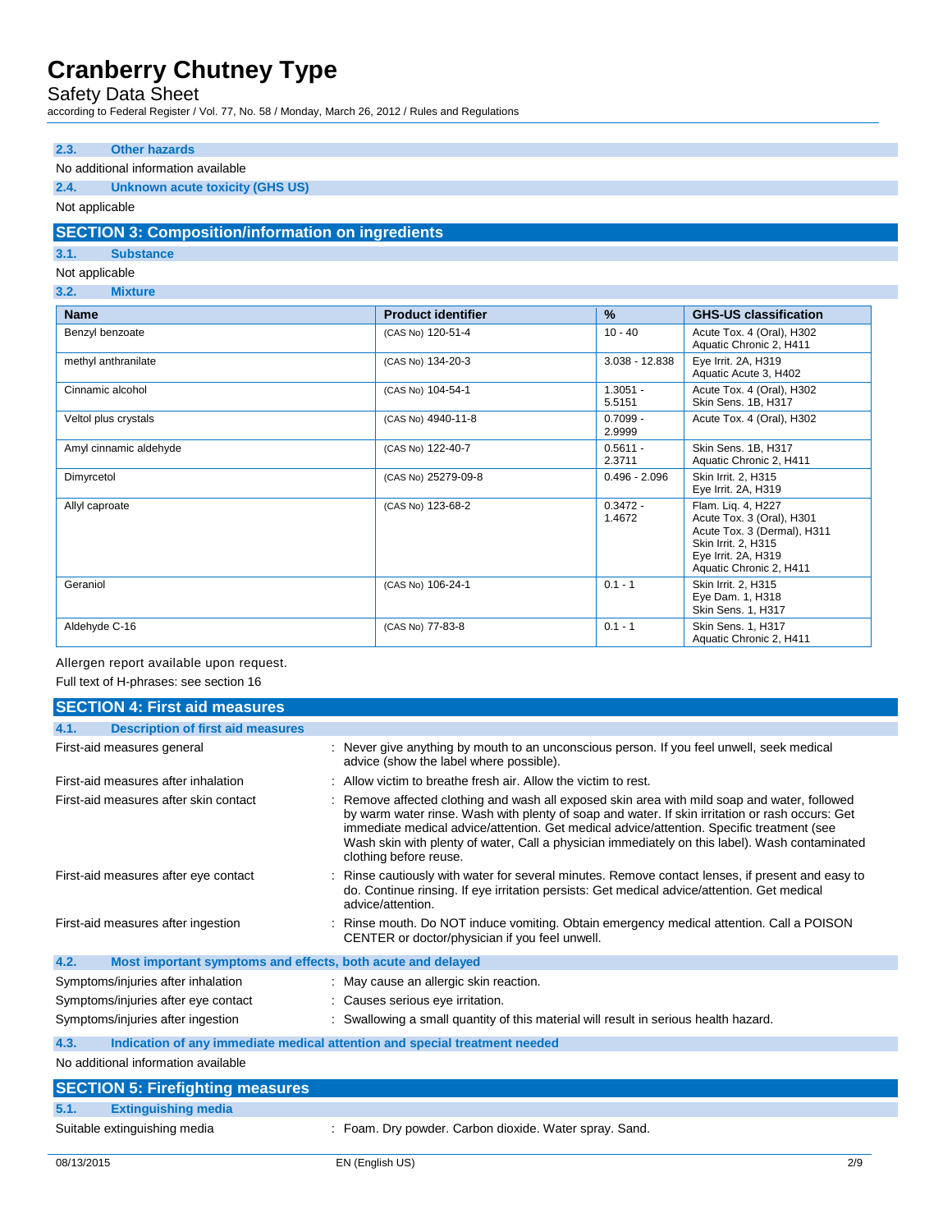### 2.3. Other hazards

No additional information available

### 2.4. Unknown acute toxicity (GHS US)

Not applicable

## SECTION 3: Composition/information on ingredients

### 3.1. Substance

Not applicable

### 3.2. Mixture

| Name | Product identifier | % | GHS-US classification |
|---|---|---|---|
| Benzyl benzoate | (CAS No) 120-51-4 | 10 - 40 | Acute Tox. 4 (Oral), H302<br>Aquatic Chronic 2, H411 |
| methyl anthranilate | (CAS No) 134-20-3 | 3.038 - 12.838 | Eye Irrit. 2A, H319<br>Aquatic Acute 3, H402 |
| Cinnamic alcohol | (CAS No) 104-54-1 | 1.3051 - 5.5151 | Acute Tox. 4 (Oral), H302<br>Skin Sens. 1B, H317 |
| Veltol plus crystals | (CAS No) 4940-11-8 | 0.7099 - 2.9999 | Acute Tox. 4 (Oral), H302 |
| Amyl cinnamic aldehyde | (CAS No) 122-40-7 | 0.5611 - 2.3711 | Skin Sens. 1B, H317<br>Aquatic Chronic 2, H411 |
| Dimyrcetol | (CAS No) 25279-09-8 | 0.496 - 2.096 | Skin Irrit. 2, H315<br>Eye Irrit. 2A, H319 |
| Allyl caproate | (CAS No) 123-68-2 | 0.3472 - 1.4672 | Flam. Liq. 4, H227<br>Acute Tox. 3 (Oral), H301<br>Acute Tox. 3 (Dermal), H311<br>Skin Irrit. 2, H315<br>Eye Irrit. 2A, H319<br>Aquatic Chronic 2, H411 |
| Geraniol | (CAS No) 106-24-1 | 0.1 - 1 | Skin Irrit. 2, H315<br>Eye Dam. 1, H318<br>Skin Sens. 1, H317 |
| Aldehyde C-16 | (CAS No) 77-83-8 | 0.1 - 1 | Skin Sens. 1, H317<br>Aquatic Chronic 2, H411 |

Allergen report available upon request.

Full text of H-phrases: see section 16

## SECTION 4: First aid measures

### 4.1. Description of first aid measures

First-aid measures general : Never give anything by mouth to an unconscious person. If you feel unwell, seek medical advice (show the label where possible).

First-aid measures after inhalation : Allow victim to breathe fresh air. Allow the victim to rest.

First-aid measures after skin contact : Remove affected clothing and wash all exposed skin area with mild soap and water, followed by warm water rinse. Wash with plenty of soap and water. If skin irritation or rash occurs: Get immediate medical advice/attention. Get medical advice/attention. Specific treatment (see Wash skin with plenty of water, Call a physician immediately on this label). Wash contaminated clothing before reuse.

First-aid measures after eye contact : Rinse cautiously with water for several minutes. Remove contact lenses, if present and easy to do. Continue rinsing. If eye irritation persists: Get medical advice/attention. Get medical advice/attention.

First-aid measures after ingestion : Rinse mouth. Do NOT induce vomiting. Obtain emergency medical attention. Call a POISON CENTER or doctor/physician if you feel unwell.

### 4.2. Most important symptoms and effects, both acute and delayed

Symptoms/injuries after inhalation : May cause an allergic skin reaction.

Symptoms/injuries after eye contact : Causes serious eye irritation.

Symptoms/injuries after ingestion : Swallowing a small quantity of this material will result in serious health hazard.

### 4.3. Indication of any immediate medical attention and special treatment needed

No additional information available

## SECTION 5: Firefighting measures

### 5.1. Extinguishing media

Suitable extinguishing media : Foam. Dry powder. Carbon dioxide. Water spray. Sand.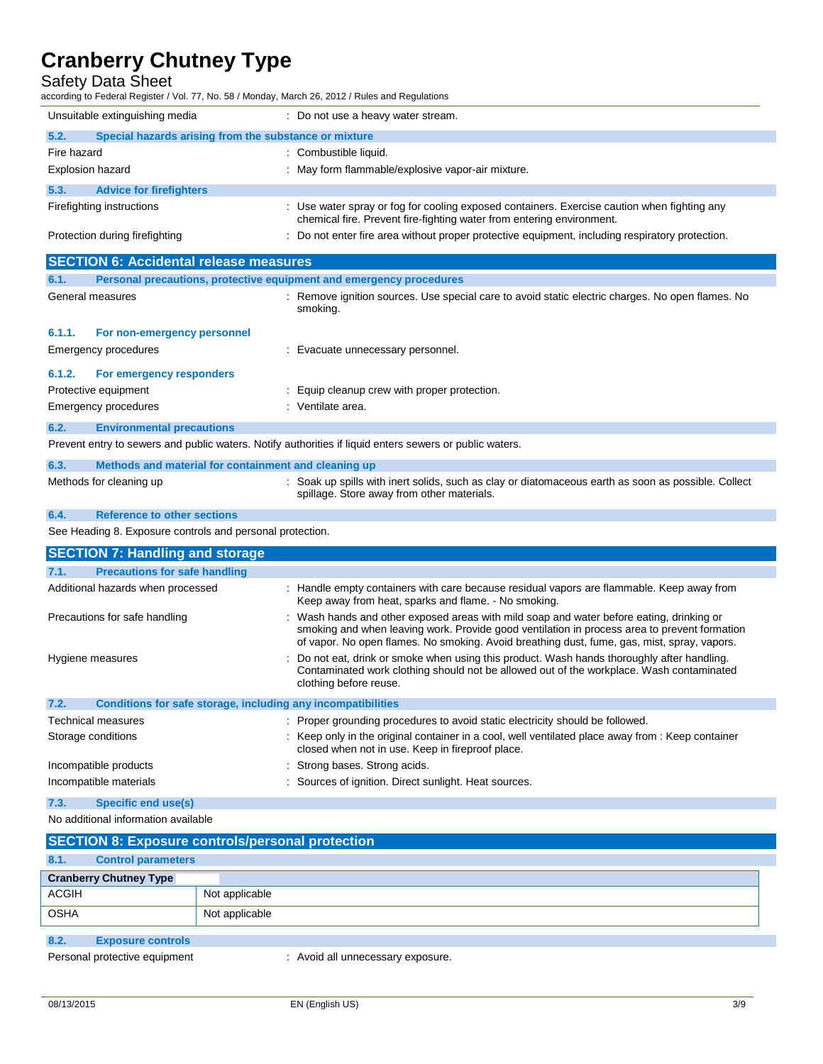Unsuitable extinguishing media : Do not use a heavy water stream.

### 5.2. Special hazards arising from the substance or mixture

Fire hazard : Combustible liquid.

Explosion hazard : May form flammable/explosive vapor-air mixture.

### 5.3. Advice for firefighters

Firefighting instructions : Use water spray or fog for cooling exposed containers. Exercise caution when fighting any chemical fire. Prevent fire-fighting water from entering environment.

Protection during firefighting : Do not enter fire area without proper protective equipment, including respiratory protection.

## SECTION 6: Accidental release measures

### 6.1. Personal precautions, protective equipment and emergency procedures

General measures : Remove ignition sources. Use special care to avoid static electric charges. No open flames. No smoking.

#### 6.1.1. For non-emergency personnel

Emergency procedures : Evacuate unnecessary personnel.

#### 6.1.2. For emergency responders

Protective equipment : Equip cleanup crew with proper protection.

Emergency procedures : Ventilate area.

### 6.2. Environmental precautions

Prevent entry to sewers and public waters. Notify authorities if liquid enters sewers or public waters.

### 6.3. Methods and material for containment and cleaning up

Methods for cleaning up : Soak up spills with inert solids, such as clay or diatomaceous earth as soon as possible. Collect spillage. Store away from other materials.

### 6.4. Reference to other sections

See Heading 8. Exposure controls and personal protection.

## SECTION 7: Handling and storage

### 7.1. Precautions for safe handling

Additional hazards when processed : Handle empty containers with care because residual vapors are flammable. Keep away from Keep away from heat, sparks and flame. - No smoking.

Precautions for safe handling : Wash hands and other exposed areas with mild soap and water before eating, drinking or smoking and when leaving work. Provide good ventilation in process area to prevent formation of vapor. No open flames. No smoking. Avoid breathing dust, fume, gas, mist, spray, vapors.

Hygiene measures : Do not eat, drink or smoke when using this product. Wash hands thoroughly after handling. Contaminated work clothing should not be allowed out of the workplace. Wash contaminated clothing before reuse.

### 7.2. Conditions for safe storage, including any incompatibilities

Technical measures : Proper grounding procedures to avoid static electricity should be followed.

Storage conditions : Keep only in the original container in a cool, well ventilated place away from : Keep container closed when not in use. Keep in fireproof place.

Incompatible products : Strong bases. Strong acids.

Incompatible materials : Sources of ignition. Direct sunlight. Heat sources.

### 7.3. Specific end use(s)

No additional information available

## SECTION 8: Exposure controls/personal protection

### 8.1. Control parameters

| Cranberry Chutney Type | |
|---|---|
| ACGIH | Not applicable |
| OSHA | Not applicable |

### 8.2. Exposure controls

Personal protective equipment : Avoid all unnecessary exposure.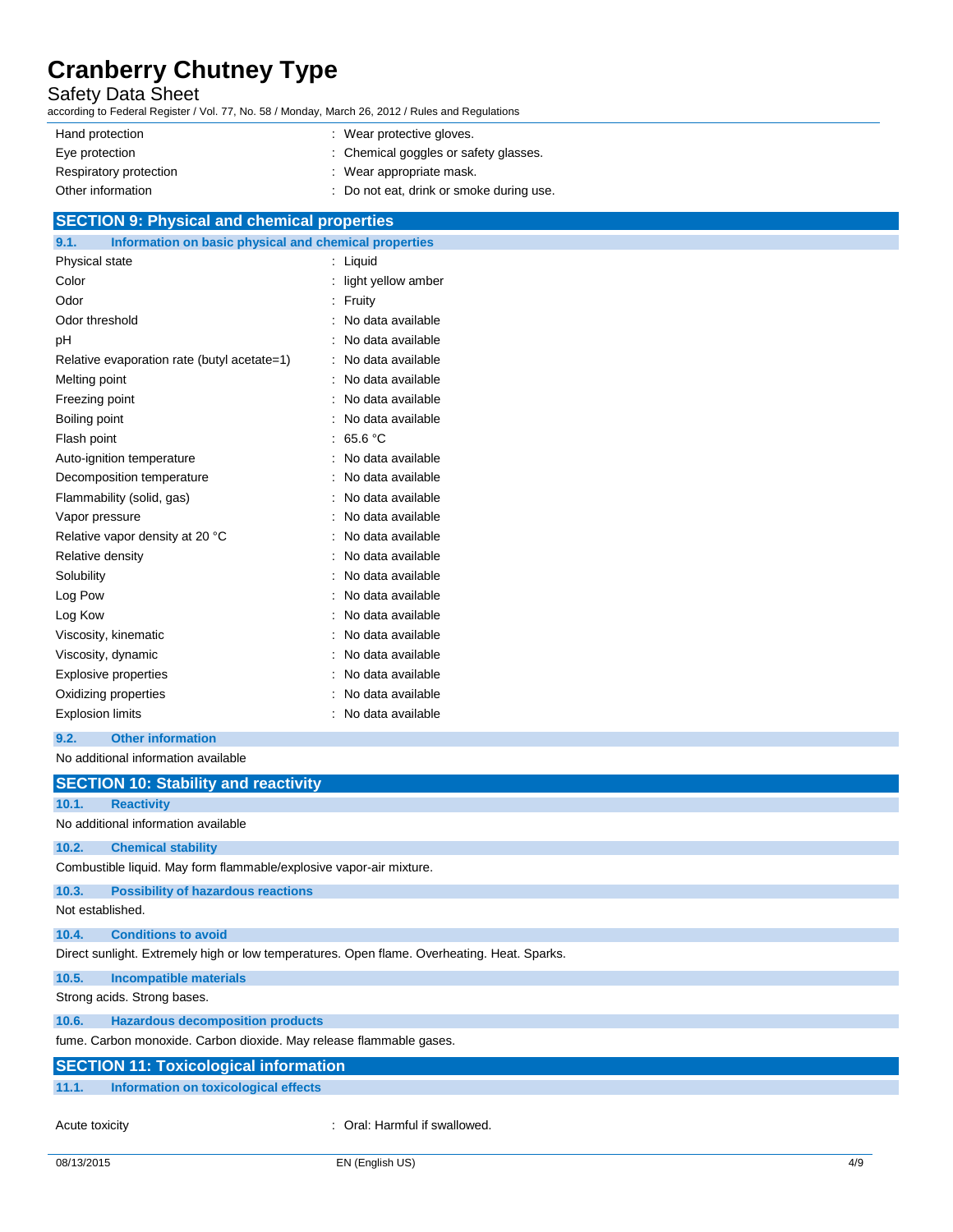| | |
|---|---|
| Hand protection | : Wear protective gloves. |
| Eye protection | : Chemical goggles or safety glasses. |
| Respiratory protection | : Wear appropriate mask. |
| Other information | : Do not eat, drink or smoke during use. |

## SECTION 9: Physical and chemical properties

### 9.1. Information on basic physical and chemical properties

| | |
|---|---|
| Physical state | : Liquid |
| Color | : light yellow amber |
| Odor | : Fruity |
| Odor threshold | : No data available |
| pH | : No data available |
| Relative evaporation rate (butyl acetate=1) | : No data available |
| Melting point | : No data available |
| Freezing point | : No data available |
| Boiling point | : No data available |
| Flash point | : 65.6 °C |
| Auto-ignition temperature | : No data available |
| Decomposition temperature | : No data available |
| Flammability (solid, gas) | : No data available |
| Vapor pressure | : No data available |
| Relative vapor density at 20 °C | : No data available |
| Relative density | : No data available |
| Solubility | : No data available |
| Log Pow | : No data available |
| Log Kow | : No data available |
| Viscosity, kinematic | : No data available |
| Viscosity, dynamic | : No data available |
| Explosive properties | : No data available |
| Oxidizing properties | : No data available |
| Explosion limits | : No data available |

### 9.2. Other information

No additional information available

## SECTION 10: Stability and reactivity

### 10.1. Reactivity

No additional information available

### 10.2. Chemical stability

Combustible liquid. May form flammable/explosive vapor-air mixture.

### 10.3. Possibility of hazardous reactions

Not established.

### 10.4. Conditions to avoid

Direct sunlight. Extremely high or low temperatures. Open flame. Overheating. Heat. Sparks.

### 10.5. Incompatible materials

Strong acids. Strong bases.

### 10.6. Hazardous decomposition products

fume. Carbon monoxide. Carbon dioxide. May release flammable gases.

## SECTION 11: Toxicological information

### 11.1. Information on toxicological effects

| | |
|---|---|
| Acute toxicity | : Oral: Harmful if swallowed. |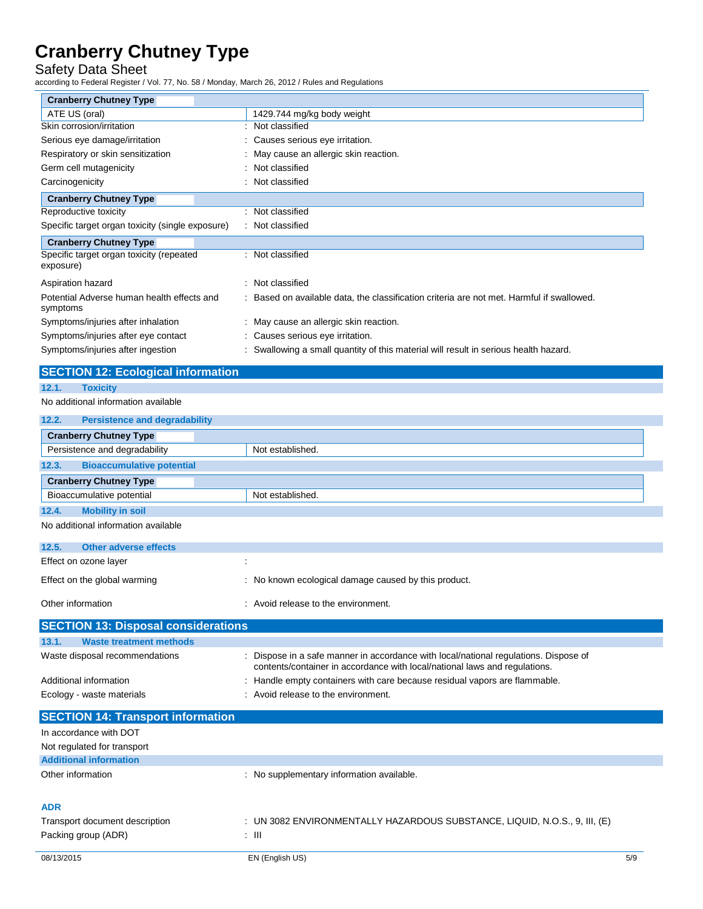| Cranberry Chutney Type | |
|---|---|
| ATE US (oral) | 1429.744 mg/kg body weight |

Skin corrosion/irritation : Not classified

Serious eye damage/irritation : Causes serious eye irritation.

Respiratory or skin sensitization : May cause an allergic skin reaction.

Germ cell mutagenicity : Not classified

Carcinogenicity : Not classified

| Cranberry Chutney Type | |
|---|---|

Reproductive toxicity : Not classified

Specific target organ toxicity (single exposure) : Not classified

| Cranberry Chutney Type | |
|---|---|

Specific target organ toxicity (repeated exposure) : Not classified

Aspiration hazard : Not classified

Potential Adverse human health effects and symptoms : Based on available data, the classification criteria are not met. Harmful if swallowed.

Symptoms/injuries after inhalation : May cause an allergic skin reaction.

Symptoms/injuries after eye contact : Causes serious eye irritation.

Symptoms/injuries after ingestion : Swallowing a small quantity of this material will result in serious health hazard.

## SECTION 12: Ecological information

### 12.1. Toxicity

No additional information available

### 12.2. Persistence and degradability

| Cranberry Chutney Type | |
|---|---|
| Persistence and degradability | Not established. |

### 12.3. Bioaccumulative potential

| Cranberry Chutney Type | |
|---|---|
| Bioaccumulative potential | Not established. |

### 12.4. Mobility in soil

No additional information available

### 12.5. Other adverse effects

Effect on ozone layer :

Effect on the global warming : No known ecological damage caused by this product.

Other information : Avoid release to the environment.

## SECTION 13: Disposal considerations

### 13.1. Waste treatment methods

Waste disposal recommendations : Dispose in a safe manner in accordance with local/national regulations. Dispose of contents/container in accordance with local/national laws and regulations.

Additional information : Handle empty containers with care because residual vapors are flammable.

Ecology - waste materials : Avoid release to the environment.

## SECTION 14: Transport information

In accordance with DOT

Not regulated for transport

### Additional information

Other information : No supplementary information available.

### ADR

Transport document description : UN 3082 ENVIRONMENTALLY HAZARDOUS SUBSTANCE, LIQUID, N.O.S., 9, III, (E)

Packing group (ADR) : III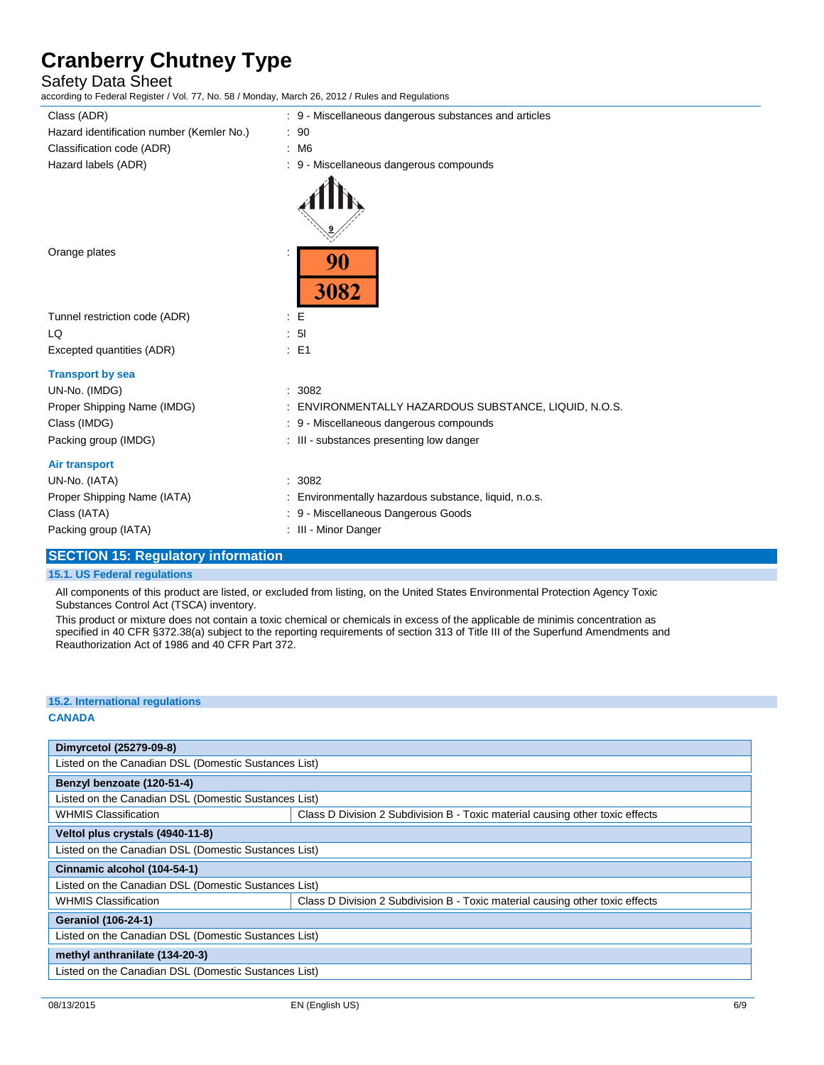| | |
|---|---|
| Class (ADR) | : 9 - Miscellaneous dangerous substances and articles |
| Hazard identification number (Kemler No.) | : 90 |
| Classification code (ADR) | : M6 |
| Hazard labels (ADR) | : 9 - Miscellaneous dangerous compounds |
| Orange plates | : 90 / 3082 |
| Tunnel restriction code (ADR) | : E |
| LQ | : 5l |
| Excepted quantities (ADR) | : E1 |

**Transport by sea**

| | |
|---|---|
| UN-No. (IMDG) | : 3082 |
| Proper Shipping Name (IMDG) | : ENVIRONMENTALLY HAZARDOUS SUBSTANCE, LIQUID, N.O.S. |
| Class (IMDG) | : 9 - Miscellaneous dangerous compounds |
| Packing group (IMDG) | : III - substances presenting low danger |

**Air transport**

| | |
|---|---|
| UN-No. (IATA) | : 3082 |
| Proper Shipping Name (IATA) | : Environmentally hazardous substance, liquid, n.o.s. |
| Class (IATA) | : 9 - Miscellaneous Dangerous Goods |
| Packing group (IATA) | : III - Minor Danger |

## SECTION 15: Regulatory information

### 15.1. US Federal regulations

All components of this product are listed, or excluded from listing, on the United States Environmental Protection Agency Toxic Substances Control Act (TSCA) inventory.

This product or mixture does not contain a toxic chemical or chemicals in excess of the applicable de minimis concentration as specified in 40 CFR §372.38(a) subject to the reporting requirements of section 313 of Title III of the Superfund Amendments and Reauthorization Act of 1986 and 40 CFR Part 372.

### 15.2. International regulations

**CANADA**

| **Dimyrcetol (25279-09-8)** | |
|---|---|
| Listed on the Canadian DSL (Domestic Substances List) | |
| **Benzyl benzoate (120-51-4)** | |
| Listed on the Canadian DSL (Domestic Substances List) | |
| WHMIS Classification | Class D Division 2 Subdivision B - Toxic material causing other toxic effects |
| **Veltol plus crystals (4940-11-8)** | |
| Listed on the Canadian DSL (Domestic Substances List) | |
| **Cinnamic alcohol (104-54-1)** | |
| Listed on the Canadian DSL (Domestic Substances List) | |
| WHMIS Classification | Class D Division 2 Subdivision B - Toxic material causing other toxic effects |
| **Geraniol (106-24-1)** | |
| Listed on the Canadian DSL (Domestic Substances List) | |
| **methyl anthranilate (134-20-3)** | |
| Listed on the Canadian DSL (Domestic Substances List) | |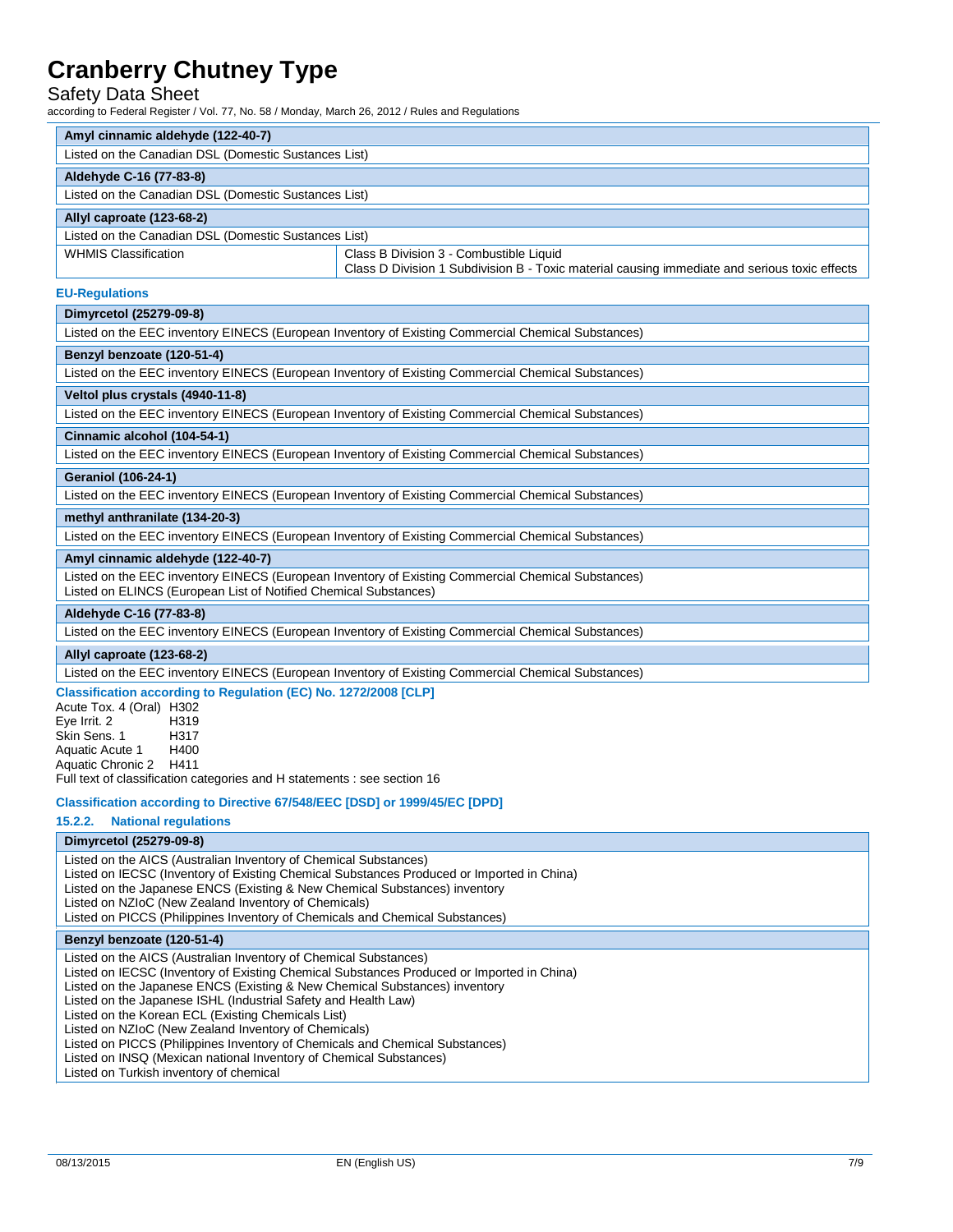| Amyl cinnamic aldehyde (122-40-7) | |
|---|---|
| Listed on the Canadian DSL (Domestic Substances List) | |

| Aldehyde C-16 (77-83-8) | |
|---|---|
| Listed on the Canadian DSL (Domestic Substances List) | |

| Allyl caproate (123-68-2) | |
|---|---|
| Listed on the Canadian DSL (Domestic Substances List) | |
| WHMIS Classification | Class B Division 3 - Combustible Liquid<br>Class D Division 1 Subdivision B - Toxic material causing immediate and serious toxic effects |

### EU-Regulations

| Dimyrcetol (25279-09-8) |
|---|
| Listed on the EEC inventory EINECS (European Inventory of Existing Commercial Chemical Substances) |

| Benzyl benzoate (120-51-4) |
|---|
| Listed on the EEC inventory EINECS (European Inventory of Existing Commercial Chemical Substances) |

| Veltol plus crystals (4940-11-8) |
|---|
| Listed on the EEC inventory EINECS (European Inventory of Existing Commercial Chemical Substances) |

| Cinnamic alcohol (104-54-1) |
|---|
| Listed on the EEC inventory EINECS (European Inventory of Existing Commercial Chemical Substances) |

| Geraniol (106-24-1) |
|---|
| Listed on the EEC inventory EINECS (European Inventory of Existing Commercial Chemical Substances) |

| methyl anthranilate (134-20-3) |
|---|
| Listed on the EEC inventory EINECS (European Inventory of Existing Commercial Chemical Substances) |

| Amyl cinnamic aldehyde (122-40-7) |
|---|
| Listed on the EEC inventory EINECS (European Inventory of Existing Commercial Chemical Substances)<br>Listed on ELINCS (European List of Notified Chemical Substances) |

| Aldehyde C-16 (77-83-8) |
|---|
| Listed on the EEC inventory EINECS (European Inventory of Existing Commercial Chemical Substances) |

| Allyl caproate (123-68-2) |
|---|
| Listed on the EEC inventory EINECS (European Inventory of Existing Commercial Chemical Substances) |

#### Classification according to Regulation (EC) No. 1272/2008 [CLP]

Acute Tox. 4 (Oral) H302
Eye Irrit. 2 H319
Skin Sens. 1 H317
Aquatic Acute 1 H400
Aquatic Chronic 2 H411
Full text of classification categories and H statements : see section 16

#### Classification according to Directive 67/548/EEC [DSD] or 1999/45/EC [DPD]

### 15.2.2. National regulations

| Dimyrcetol (25279-09-8) |
|---|
| Listed on the AICS (Australian Inventory of Chemical Substances)<br>Listed on IECSC (Inventory of Existing Chemical Substances Produced or Imported in China)<br>Listed on the Japanese ENCS (Existing & New Chemical Substances) inventory<br>Listed on NZIoC (New Zealand Inventory of Chemicals)<br>Listed on PICCS (Philippines Inventory of Chemicals and Chemical Substances) |

| Benzyl benzoate (120-51-4) |
|---|
| Listed on the AICS (Australian Inventory of Chemical Substances)<br>Listed on IECSC (Inventory of Existing Chemical Substances Produced or Imported in China)<br>Listed on the Japanese ENCS (Existing & New Chemical Substances) inventory<br>Listed on the Japanese ISHL (Industrial Safety and Health Law)<br>Listed on the Korean ECL (Existing Chemicals List)<br>Listed on NZIoC (New Zealand Inventory of Chemicals)<br>Listed on PICCS (Philippines Inventory of Chemicals and Chemical Substances)<br>Listed on INSQ (Mexican national Inventory of Chemical Substances)<br>Listed on Turkish inventory of chemical |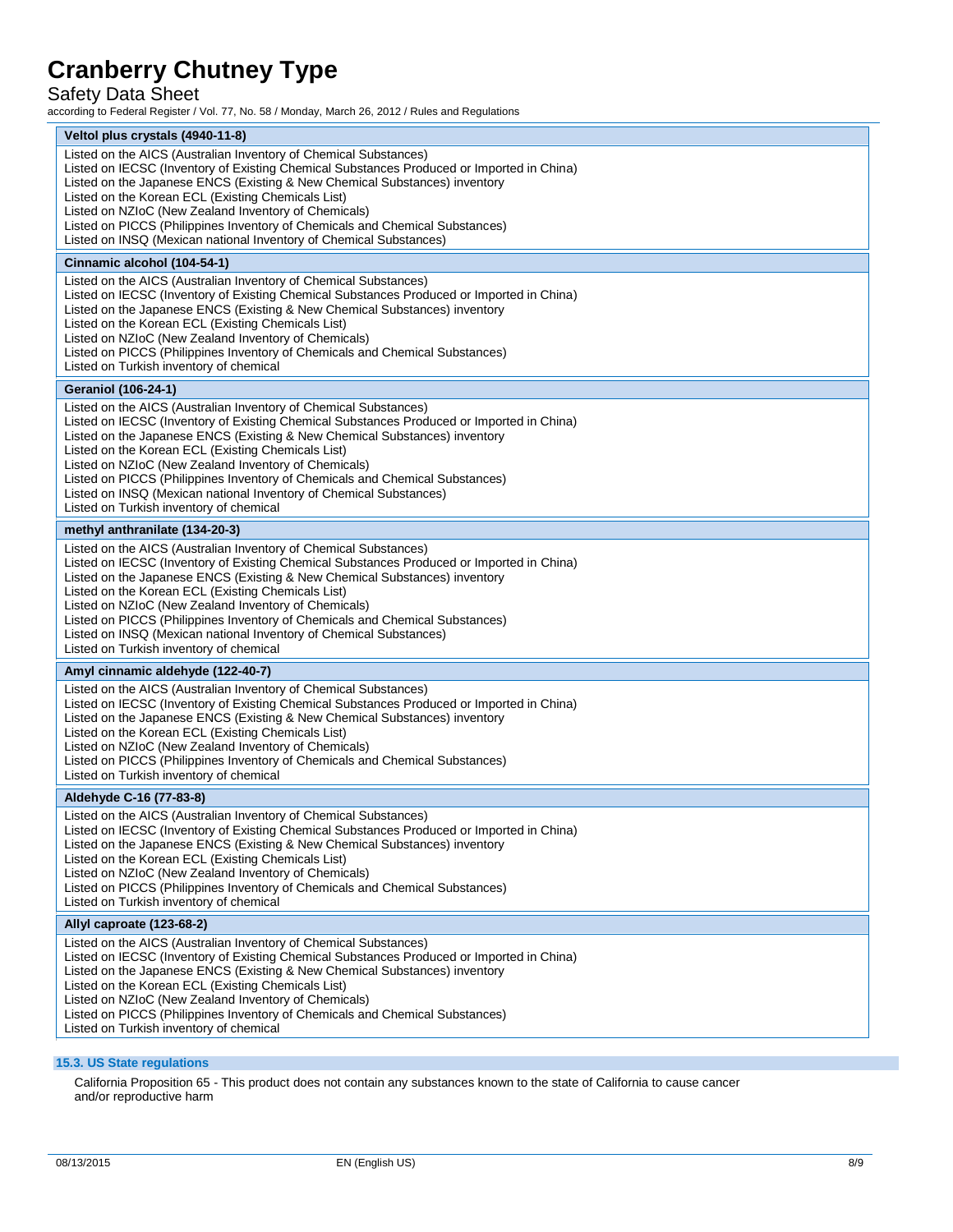| Veltol plus crystals (4940-11-8) |
| --- |
| Listed on the AICS (Australian Inventory of Chemical Substances)<br>Listed on IECSC (Inventory of Existing Chemical Substances Produced or Imported in China)<br>Listed on the Japanese ENCS (Existing & New Chemical Substances) inventory<br>Listed on the Korean ECL (Existing Chemicals List)<br>Listed on NZIoC (New Zealand Inventory of Chemicals)<br>Listed on PICCS (Philippines Inventory of Chemicals and Chemical Substances)<br>Listed on INSQ (Mexican national Inventory of Chemical Substances) |

| Cinnamic alcohol (104-54-1) |
| --- |
| Listed on the AICS (Australian Inventory of Chemical Substances)<br>Listed on IECSC (Inventory of Existing Chemical Substances Produced or Imported in China)<br>Listed on the Japanese ENCS (Existing & New Chemical Substances) inventory<br>Listed on the Korean ECL (Existing Chemicals List)<br>Listed on NZIoC (New Zealand Inventory of Chemicals)<br>Listed on PICCS (Philippines Inventory of Chemicals and Chemical Substances)<br>Listed on Turkish inventory of chemical |

| Geraniol (106-24-1) |
| --- |
| Listed on the AICS (Australian Inventory of Chemical Substances)<br>Listed on IECSC (Inventory of Existing Chemical Substances Produced or Imported in China)<br>Listed on the Japanese ENCS (Existing & New Chemical Substances) inventory<br>Listed on the Korean ECL (Existing Chemicals List)<br>Listed on NZIoC (New Zealand Inventory of Chemicals)<br>Listed on PICCS (Philippines Inventory of Chemicals and Chemical Substances)<br>Listed on INSQ (Mexican national Inventory of Chemical Substances)<br>Listed on Turkish inventory of chemical |

| methyl anthranilate (134-20-3) |
| --- |
| Listed on the AICS (Australian Inventory of Chemical Substances)<br>Listed on IECSC (Inventory of Existing Chemical Substances Produced or Imported in China)<br>Listed on the Japanese ENCS (Existing & New Chemical Substances) inventory<br>Listed on the Korean ECL (Existing Chemicals List)<br>Listed on NZIoC (New Zealand Inventory of Chemicals)<br>Listed on PICCS (Philippines Inventory of Chemicals and Chemical Substances)<br>Listed on INSQ (Mexican national Inventory of Chemical Substances)<br>Listed on Turkish inventory of chemical |

| Amyl cinnamic aldehyde (122-40-7) |
| --- |
| Listed on the AICS (Australian Inventory of Chemical Substances)<br>Listed on IECSC (Inventory of Existing Chemical Substances Produced or Imported in China)<br>Listed on the Japanese ENCS (Existing & New Chemical Substances) inventory<br>Listed on the Korean ECL (Existing Chemicals List)<br>Listed on NZIoC (New Zealand Inventory of Chemicals)<br>Listed on PICCS (Philippines Inventory of Chemicals and Chemical Substances)<br>Listed on Turkish inventory of chemical |

| Aldehyde C-16 (77-83-8) |
| --- |
| Listed on the AICS (Australian Inventory of Chemical Substances)<br>Listed on IECSC (Inventory of Existing Chemical Substances Produced or Imported in China)<br>Listed on the Japanese ENCS (Existing & New Chemical Substances) inventory<br>Listed on the Korean ECL (Existing Chemicals List)<br>Listed on NZIoC (New Zealand Inventory of Chemicals)<br>Listed on PICCS (Philippines Inventory of Chemicals and Chemical Substances)<br>Listed on Turkish inventory of chemical |

| Allyl caproate (123-68-2) |
| --- |
| Listed on the AICS (Australian Inventory of Chemical Substances)<br>Listed on IECSC (Inventory of Existing Chemical Substances Produced or Imported in China)<br>Listed on the Japanese ENCS (Existing & New Chemical Substances) inventory<br>Listed on the Korean ECL (Existing Chemicals List)<br>Listed on NZIoC (New Zealand Inventory of Chemicals)<br>Listed on PICCS (Philippines Inventory of Chemicals and Chemical Substances)<br>Listed on Turkish inventory of chemical |

### 15.3. US State regulations

California Proposition 65 - This product does not contain any substances known to the state of California to cause cancer and/or reproductive harm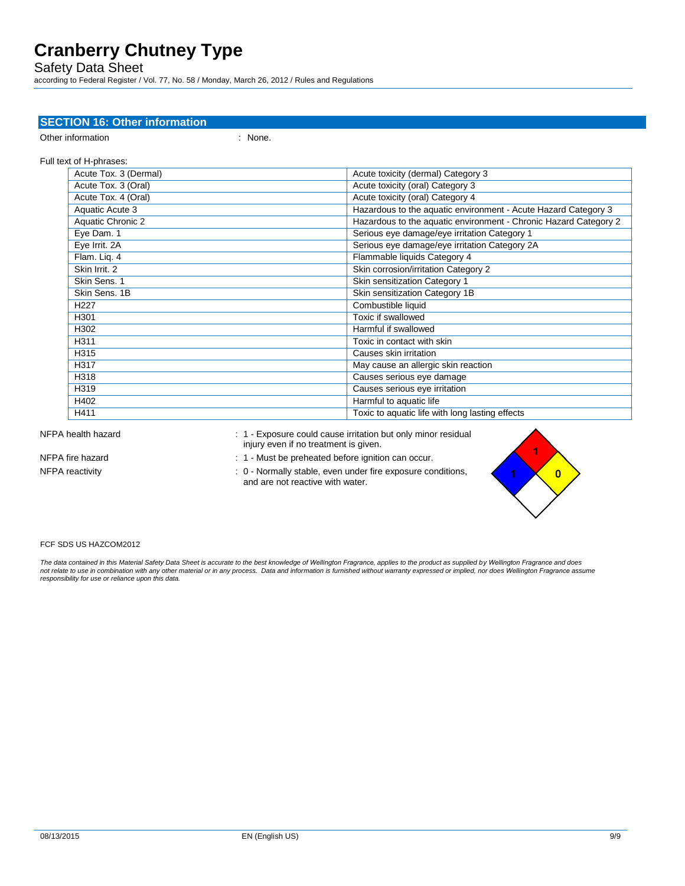## SECTION 16: Other information

Other information : None.

Full text of H-phrases:

| | |
|---|---|
| Acute Tox. 3 (Dermal) | Acute toxicity (dermal) Category 3 |
| Acute Tox. 3 (Oral) | Acute toxicity (oral) Category 3 |
| Acute Tox. 4 (Oral) | Acute toxicity (oral) Category 4 |
| Aquatic Acute 3 | Hazardous to the aquatic environment - Acute Hazard Category 3 |
| Aquatic Chronic 2 | Hazardous to the aquatic environment - Chronic Hazard Category 2 |
| Eye Dam. 1 | Serious eye damage/eye irritation Category 1 |
| Eye Irrit. 2A | Serious eye damage/eye irritation Category 2A |
| Flam. Liq. 4 | Flammable liquids Category 4 |
| Skin Irrit. 2 | Skin corrosion/irritation Category 2 |
| Skin Sens. 1 | Skin sensitization Category 1 |
| Skin Sens. 1B | Skin sensitization Category 1B |
| H227 | Combustible liquid |
| H301 | Toxic if swallowed |
| H302 | Harmful if swallowed |
| H311 | Toxic in contact with skin |
| H315 | Causes skin irritation |
| H317 | May cause an allergic skin reaction |
| H318 | Causes serious eye damage |
| H319 | Causes serious eye irritation |
| H402 | Harmful to aquatic life |
| H411 | Toxic to aquatic life with long lasting effects |

NFPA health hazard : 1 - Exposure could cause irritation but only minor residual injury even if no treatment is given.

NFPA fire hazard : 1 - Must be preheated before ignition can occur.

NFPA reactivity : 0 - Normally stable, even under fire exposure conditions, and are not reactive with water.

1

1

0

FCF SDS US HAZCOM2012

*The data contained in this Material Safety Data Sheet is accurate to the best knowledge of Wellington Fragrance, applies to the product as supplied by Wellington Fragrance and does not relate to use in combination with any other material or in any process. Data and information is furnished without warranty expressed or implied, nor does Wellington Fragrance assume responsibility for use or reliance upon this data.*